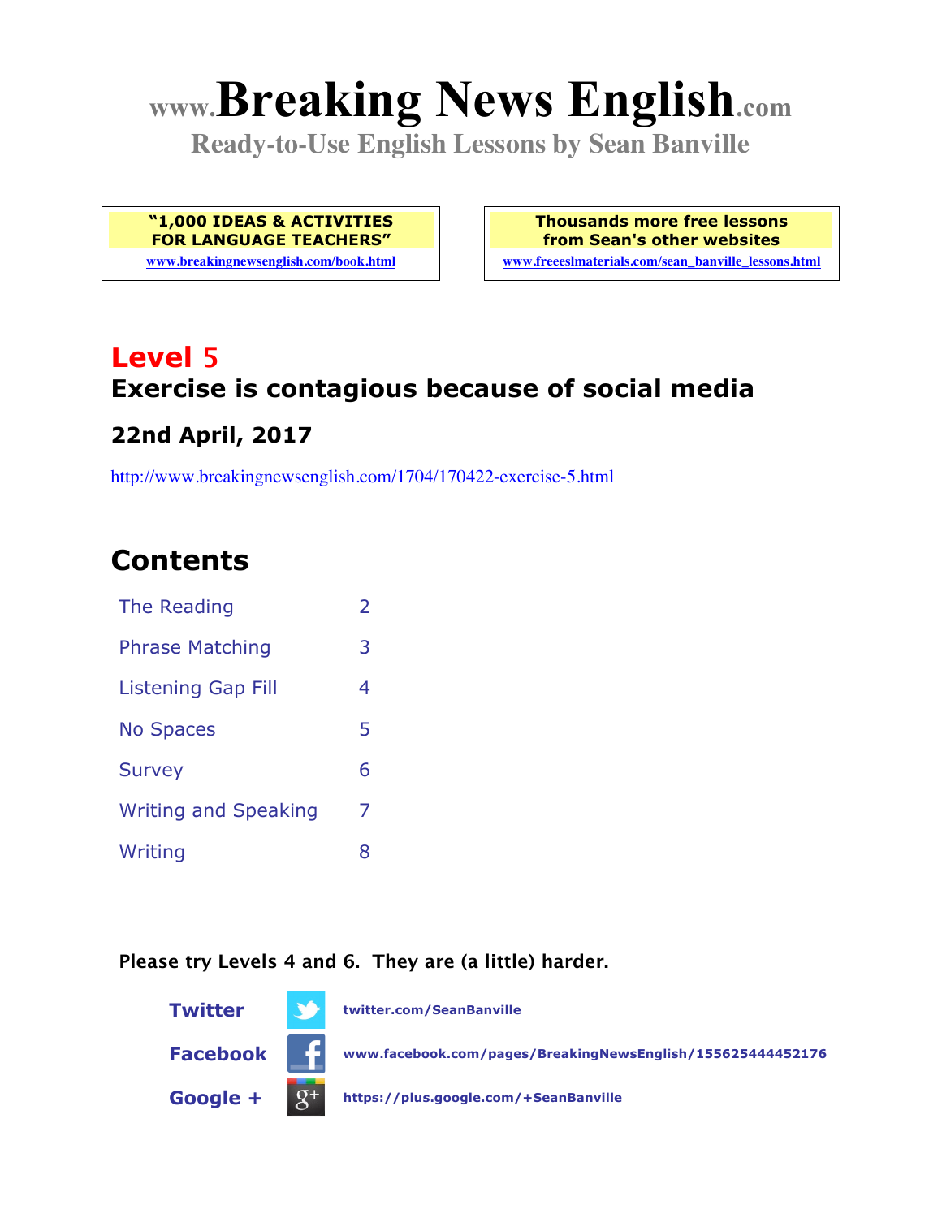# www.Breaking News English.com

**Ready-to-Use English Lessons by Sean Banville**

**"1,000 IDEAS & ACTIVITIES FOR LANGUAGE TEACHERS"**
www.breakingnewsenglish.com/book.html

**Thousands more free lessons from Sean's other websites**
www.freeeslmaterials.com/sean_banville_lessons.html

## Level 5

## Exercise is contagious because of social media

### 22nd April, 2017

http://www.breakingnewsenglish.com/1704/170422-exercise-5.html

## Contents

| | |
|---|---|
| The Reading | 2 |
| Phrase Matching | 3 |
| Listening Gap Fill | 4 |
| No Spaces | 5 |
| Survey | 6 |
| Writing and Speaking | 7 |
| Writing | 8 |

**Please try Levels 4 and 6. They are (a little) harder.**

**Twitter** twitter.com/SeanBanville

**Facebook** www.facebook.com/pages/BreakingNewsEnglish/155625444452176

**Google +** https://plus.google.com/+SeanBanville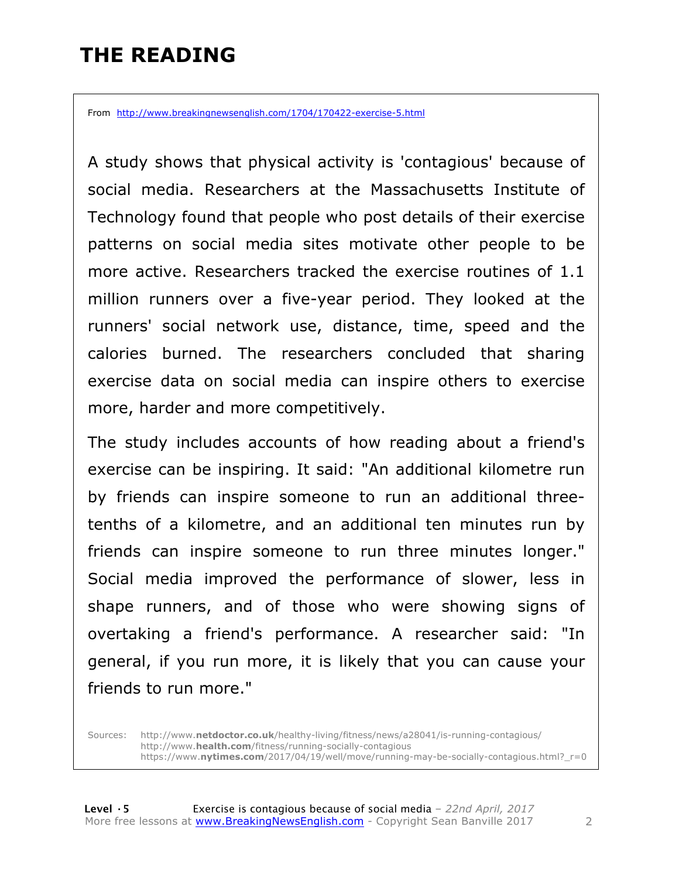# THE READING

From http://www.breakingnewsenglish.com/1704/170422-exercise-5.html

A study shows that physical activity is 'contagious' because of social media. Researchers at the Massachusetts Institute of Technology found that people who post details of their exercise patterns on social media sites motivate other people to be more active. Researchers tracked the exercise routines of 1.1 million runners over a five-year period. They looked at the runners' social network use, distance, time, speed and the calories burned. The researchers concluded that sharing exercise data on social media can inspire others to exercise more, harder and more competitively.

The study includes accounts of how reading about a friend's exercise can be inspiring. It said: "An additional kilometre run by friends can inspire someone to run an additional three-tenths of a kilometre, and an additional ten minutes run by friends can inspire someone to run three minutes longer." Social media improved the performance of slower, less in shape runners, and of those who were showing signs of overtaking a friend's performance. A researcher said: "In general, if you run more, it is likely that you can cause your friends to run more."

Sources: http://www.**netdoctor.co.uk**/healthy-living/fitness/news/a28041/is-running-contagious/
http://www.**health.com**/fitness/running-socially-contagious
https://www.**nytimes.com**/2017/04/19/well/move/running-may-be-socially-contagious.html?_r=0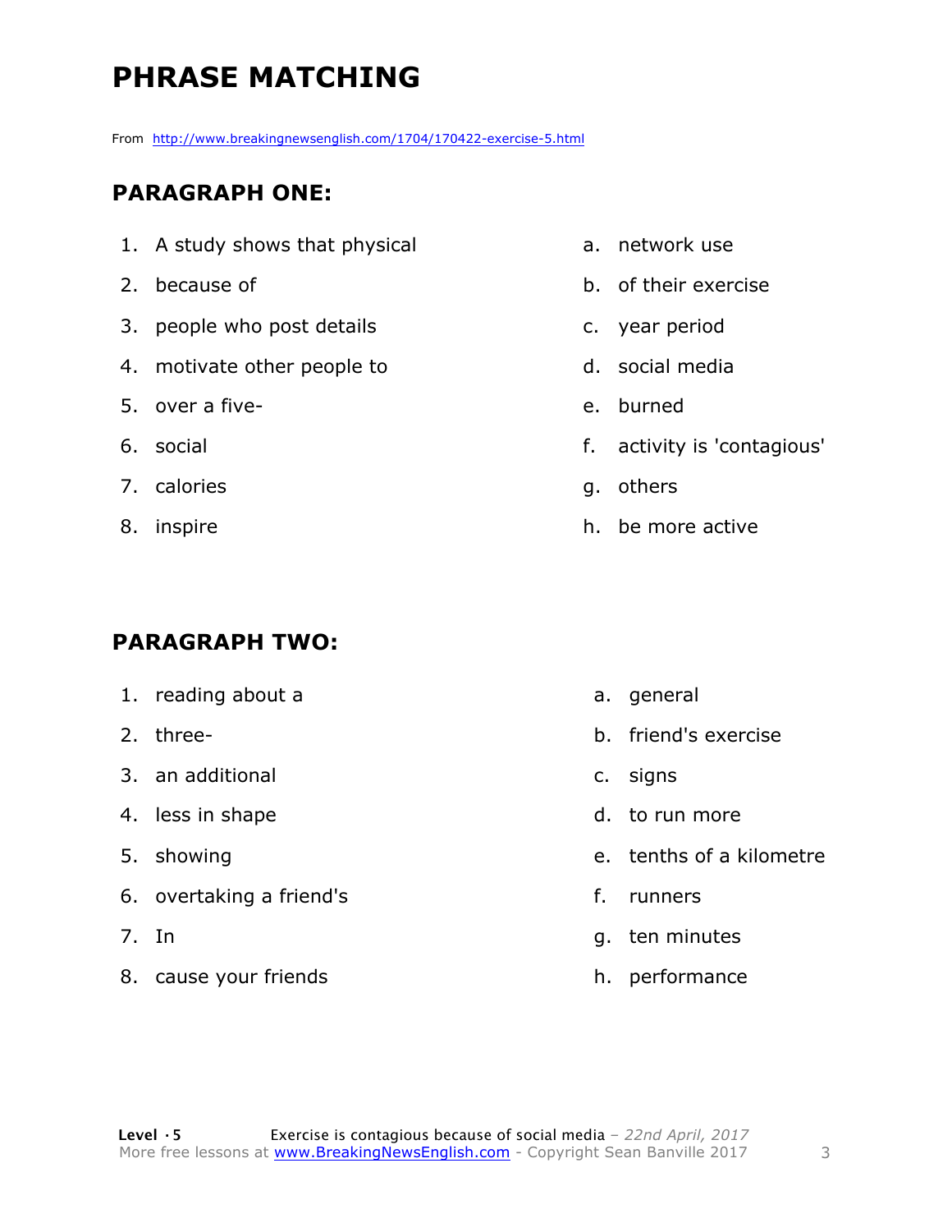# PHRASE MATCHING

From http://www.breakingnewsenglish.com/1704/170422-exercise-5.html

## PARAGRAPH ONE:

| | |
|---|---|
| 1. A study shows that physical | a. network use |
| 2. because of | b. of their exercise |
| 3. people who post details | c. year period |
| 4. motivate other people to | d. social media |
| 5. over a five- | e. burned |
| 6. social | f. activity is 'contagious' |
| 7. calories | g. others |
| 8. inspire | h. be more active |

## PARAGRAPH TWO:

| | |
|---|---|
| 1. reading about a | a. general |
| 2. three- | b. friend's exercise |
| 3. an additional | c. signs |
| 4. less in shape | d. to run more |
| 5. showing | e. tenths of a kilometre |
| 6. overtaking a friend's | f. runners |
| 7. In | g. ten minutes |
| 8. cause your friends | h. performance |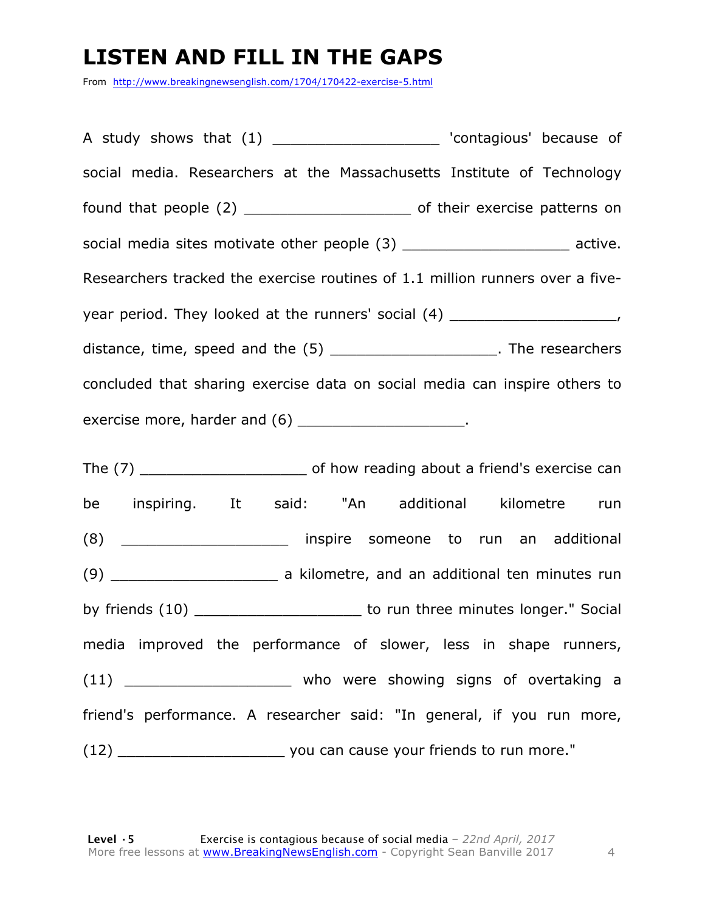# LISTEN AND FILL IN THE GAPS

From http://www.breakingnewsenglish.com/1704/170422-exercise-5.html

A study shows that (1) ___________________ 'contagious' because of social media. Researchers at the Massachusetts Institute of Technology found that people (2) ___________________ of their exercise patterns on social media sites motivate other people (3) ___________________ active. Researchers tracked the exercise routines of 1.1 million runners over a five-year period. They looked at the runners' social (4) ___________________, distance, time, speed and the (5) ___________________. The researchers concluded that sharing exercise data on social media can inspire others to exercise more, harder and (6) ___________________.

The (7) ___________________ of how reading about a friend's exercise can be inspiring. It said: "An additional kilometre run (8) ___________________ inspire someone to run an additional (9) ___________________ a kilometre, and an additional ten minutes run by friends (10) ___________________ to run three minutes longer." Social media improved the performance of slower, less in shape runners, (11) ___________________ who were showing signs of overtaking a friend's performance. A researcher said: "In general, if you run more, (12) ___________________ you can cause your friends to run more."

**Level · 5** Exercise is contagious because of social media – *22nd April, 2017*
More free lessons at www.BreakingNewsEnglish.com - Copyright Sean Banville 2017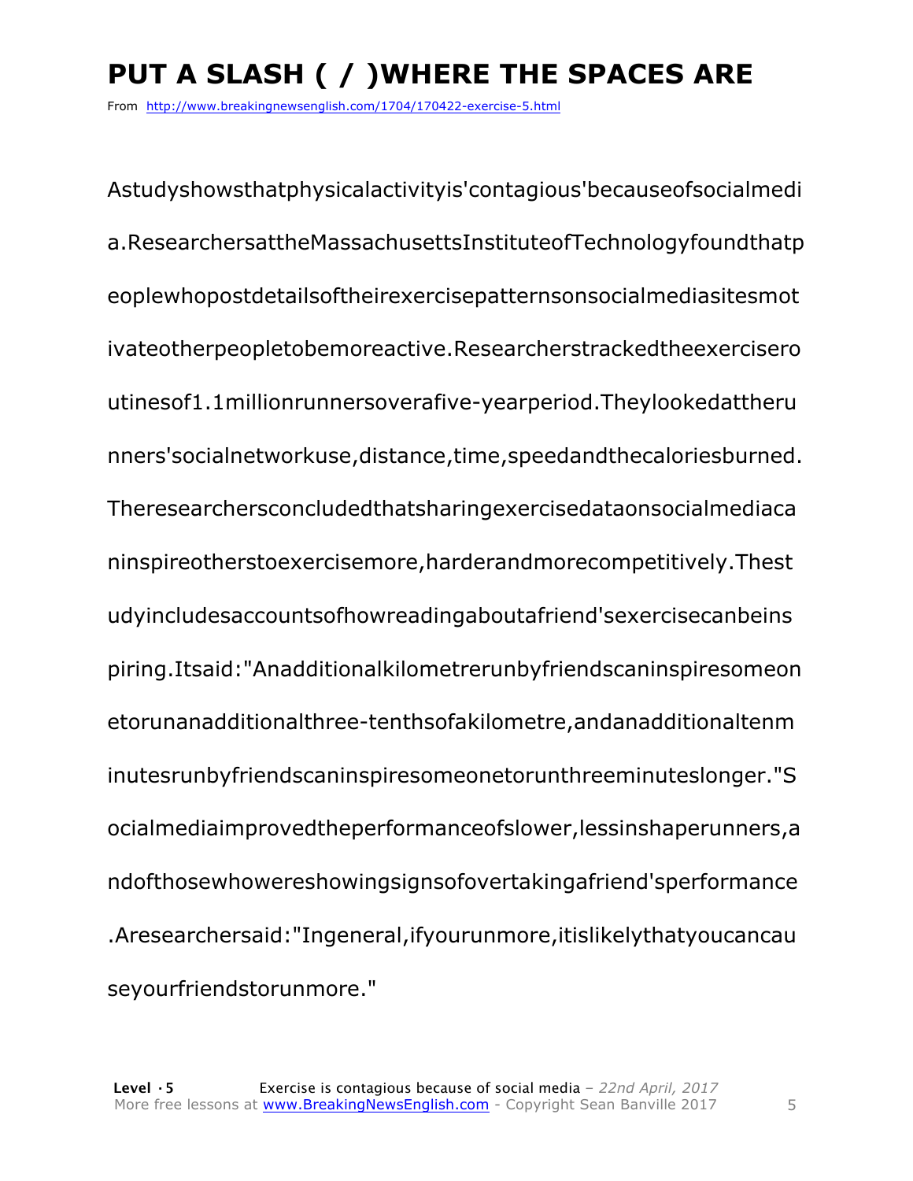# PUT A SLASH ( / )WHERE THE SPACES ARE

From http://www.breakingnewsenglish.com/1704/170422-exercise-5.html

Astudyshowsthatphysicalactivityis'contagious'becauseofsocialmedi
a.ResearchersattheMassachusettsInstituteofTechnologyfoundthatp
eoplewhopostdetailsoftheirexercisepatternsonsocialmediasitesmot
ivateotherpeopletobemoreactive.Researcherstrackedtheexercisero
utinesof1.1millionrunnersoverafive-yearperiod.Theylookedattheru
nners'socialnetworkuse,distance,time,speedandthecaloriesburned.
Theresearchersconcludedthatsharingexercisedataonsocialmediaca
ninspireotherstoexercisemore,harderandmorecompetitively.Thest
udyincludesaccountsofhowreadingaboutafriend'sexercisecanbeins
piring.Itsaid:"Anadditionalkilometrerunbyfriendscaninspiresomeon
etorunanadditionalthree-tenthsofakilometre,andanadditionaltenm
inutesrunbyfriendscaninspiresomeonetorunthreeminuteslonger."S
ocialmediaimprovedtheperformanceofslower,lessinshaperunners,a
ndofthosewhowereshowingsignsofovertakingafriend'sperformance
.Aresearchersaid:"Ingeneral,ifyourunmore,itislikelythatyoucancau
seyourfriendstorunmore."

**Level · 5** Exercise is contagious because of social media – *22nd April, 2017*
More free lessons at www.BreakingNewsEnglish.com - Copyright Sean Banville 2017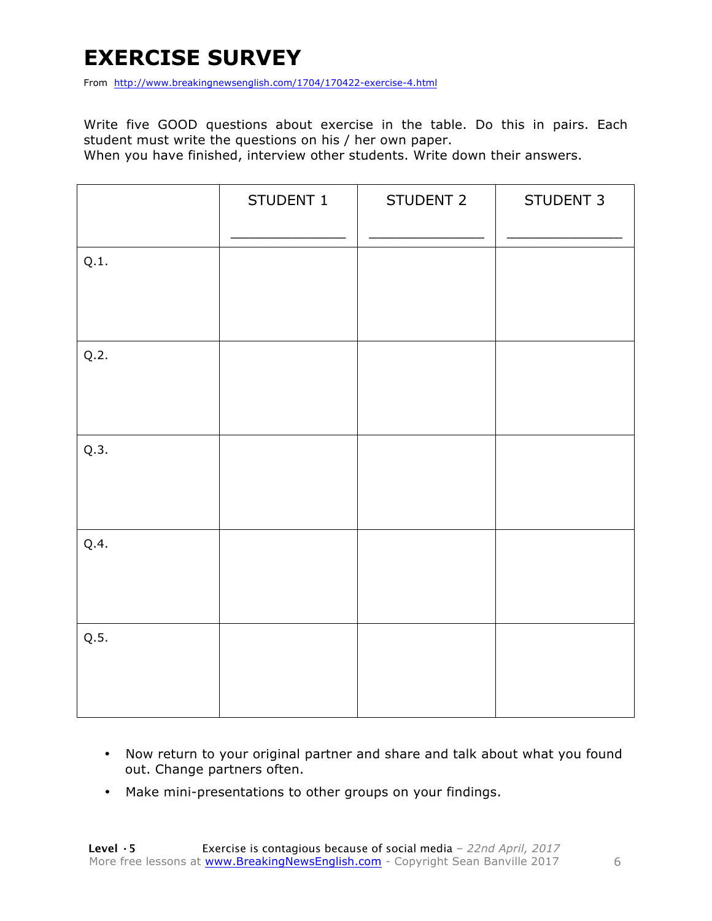# EXERCISE SURVEY

From http://www.breakingnewsenglish.com/1704/170422-exercise-4.html

Write five GOOD questions about exercise in the table. Do this in pairs. Each student must write the questions on his / her own paper.
When you have finished, interview other students. Write down their answers.

| | STUDENT 1<br>_______________ | STUDENT 2<br>_______________ | STUDENT 3<br>_______________ |
|---|---|---|---|
| Q.1. | | | |
| Q.2. | | | |
| Q.3. | | | |
| Q.4. | | | |
| Q.5. | | | |

- Now return to your original partner and share and talk about what you found out. Change partners often.
- Make mini-presentations to other groups on your findings.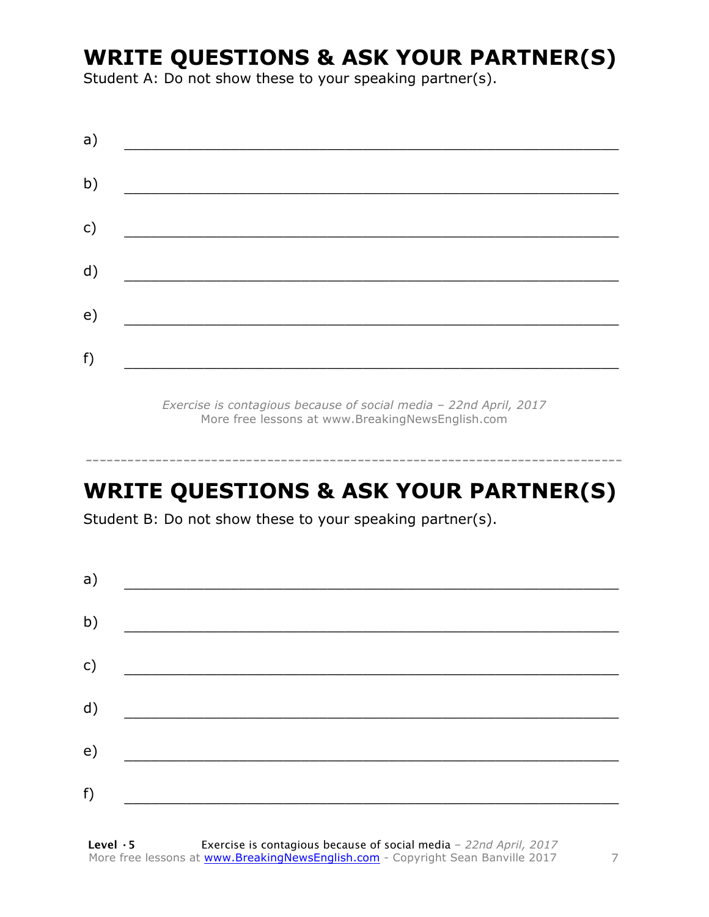## WRITE QUESTIONS & ASK YOUR PARTNER(S)

Student A: Do not show these to your speaking partner(s).

a) ___________________________________________________

b) ___________________________________________________

c) ___________________________________________________

d) ___________________________________________________

e) ___________________________________________________

f) ___________________________________________________

*Exercise is contagious because of social media – 22nd April, 2017*
More free lessons at www.BreakingNewsEnglish.com

---

## WRITE QUESTIONS & ASK YOUR PARTNER(S)

Student B: Do not show these to your speaking partner(s).

a) ___________________________________________________

b) ___________________________________________________

c) ___________________________________________________

d) ___________________________________________________

e) ___________________________________________________

f) ___________________________________________________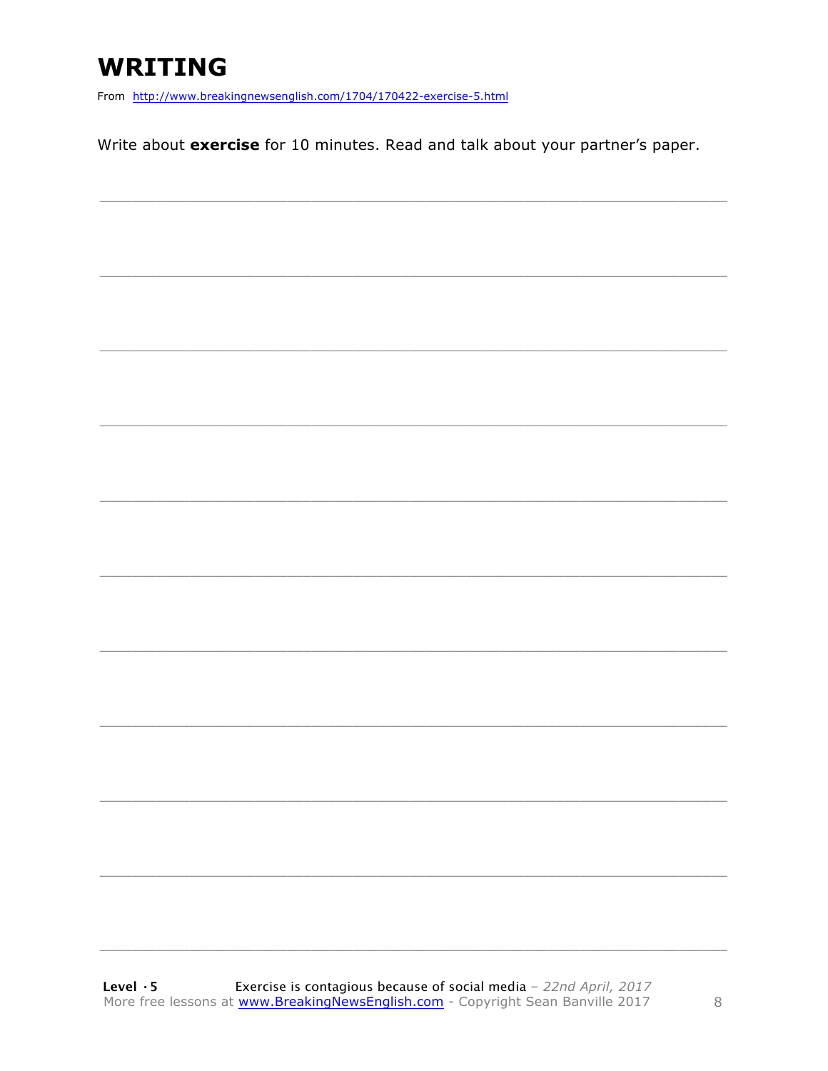# WRITING

From http://www.breakingnewsenglish.com/1704/170422-exercise-5.html

Write about **exercise** for 10 minutes. Read and talk about your partner's paper.

___________________________________________________________________________

___________________________________________________________________________

___________________________________________________________________________

___________________________________________________________________________

___________________________________________________________________________

___________________________________________________________________________

___________________________________________________________________________

___________________________________________________________________________

___________________________________________________________________________

___________________________________________________________________________

___________________________________________________________________________